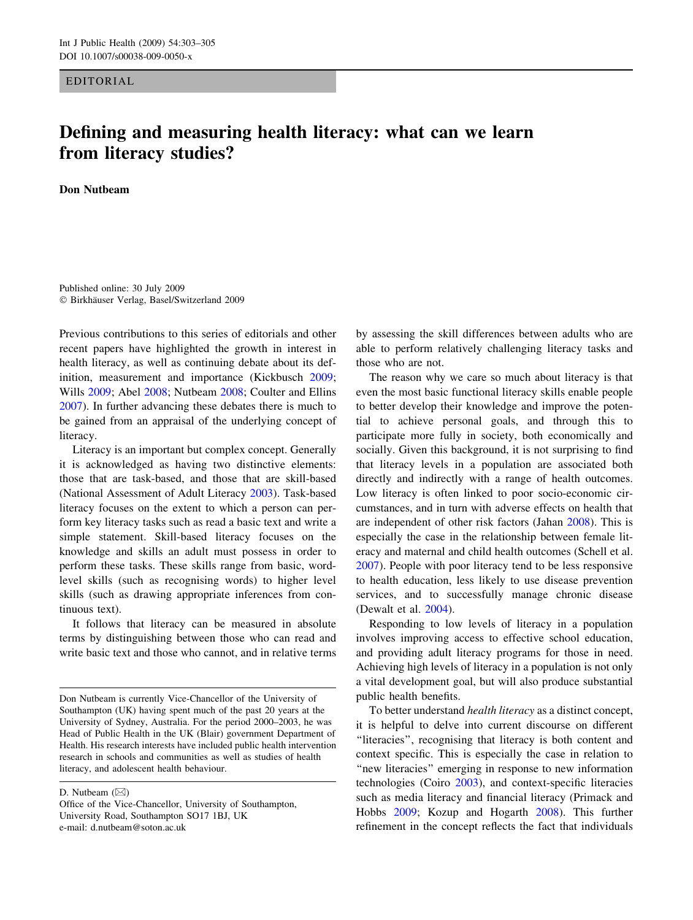EDITORIAL

# Defining and measuring health literacy: what can we learn from literacy studies?

**Don Nutbeam**

Published online: 30 July 2009
© Birkhäuser Verlag, Basel/Switzerland 2009

Previous contributions to this series of editorials and other recent papers have highlighted the growth in interest in health literacy, as well as continuing debate about its definition, measurement and importance (Kickbusch 2009; Wills 2009; Abel 2008; Nutbeam 2008; Coulter and Ellins 2007). In further advancing these debates there is much to be gained from an appraisal of the underlying concept of literacy.

Literacy is an important but complex concept. Generally it is acknowledged as having two distinctive elements: those that are task-based, and those that are skill-based (National Assessment of Adult Literacy 2003). Task-based literacy focuses on the extent to which a person can perform key literacy tasks such as read a basic text and write a simple statement. Skill-based literacy focuses on the knowledge and skills an adult must possess in order to perform these tasks. These skills range from basic, word-level skills (such as recognising words) to higher level skills (such as drawing appropriate inferences from continuous text).

It follows that literacy can be measured in absolute terms by distinguishing between those who can read and write basic text and those who cannot, and in relative terms by assessing the skill differences between adults who are able to perform relatively challenging literacy tasks and those who are not.

The reason why we care so much about literacy is that even the most basic functional literacy skills enable people to better develop their knowledge and improve the potential to achieve personal goals, and through this to participate more fully in society, both economically and socially. Given this background, it is not surprising to find that literacy levels in a population are associated both directly and indirectly with a range of health outcomes. Low literacy is often linked to poor socio-economic circumstances, and in turn with adverse effects on health that are independent of other risk factors (Jahan 2008). This is especially the case in the relationship between female literacy and maternal and child health outcomes (Schell et al. 2007). People with poor literacy tend to be less responsive to health education, less likely to use disease prevention services, and to successfully manage chronic disease (Dewalt et al. 2004).

Responding to low levels of literacy in a population involves improving access to effective school education, and providing adult literacy programs for those in need. Achieving high levels of literacy in a population is not only a vital development goal, but will also produce substantial public health benefits.

To better understand *health literacy* as a distinct concept, it is helpful to delve into current discourse on different "literacies", recognising that literacy is both content and context specific. This is especially the case in relation to "new literacies" emerging in response to new information technologies (Coiro 2003), and context-specific literacies such as media literacy and financial literacy (Primack and Hobbs 2009; Kozup and Hogarth 2008). This further refinement in the concept reflects the fact that individuals

---

Don Nutbeam is currently Vice-Chancellor of the University of Southampton (UK) having spent much of the past 20 years at the University of Sydney, Australia. For the period 2000–2003, he was Head of Public Health in the UK (Blair) government Department of Health. His research interests have included public health intervention research in schools and communities as well as studies of health literacy, and adolescent health behaviour.

D. Nutbeam (✉)
Office of the Vice-Chancellor, University of Southampton, University Road, Southampton SO17 1BJ, UK
e-mail: d.nutbeam@soton.ac.uk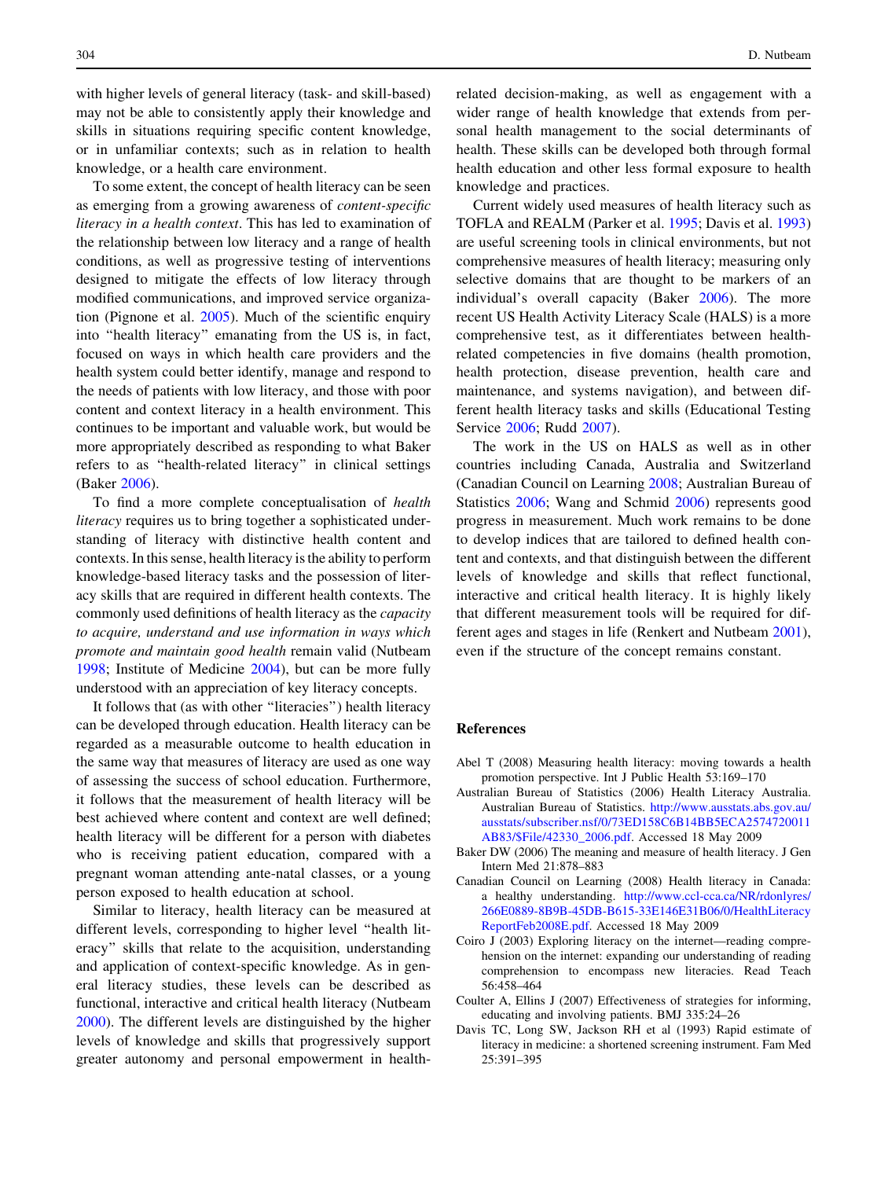with higher levels of general literacy (task- and skill-based) may not be able to consistently apply their knowledge and skills in situations requiring specific content knowledge, or in unfamiliar contexts; such as in relation to health knowledge, or a health care environment.

To some extent, the concept of health literacy can be seen as emerging from a growing awareness of *content-specific literacy in a health context*. This has led to examination of the relationship between low literacy and a range of health conditions, as well as progressive testing of interventions designed to mitigate the effects of low literacy through modified communications, and improved service organization (Pignone et al. 2005). Much of the scientific enquiry into "health literacy" emanating from the US is, in fact, focused on ways in which health care providers and the health system could better identify, manage and respond to the needs of patients with low literacy, and those with poor content and context literacy in a health environment. This continues to be important and valuable work, but would be more appropriately described as responding to what Baker refers to as "health-related literacy" in clinical settings (Baker 2006).

To find a more complete conceptualisation of *health literacy* requires us to bring together a sophisticated understanding of literacy with distinctive health content and contexts. In this sense, health literacy is the ability to perform knowledge-based literacy tasks and the possession of literacy skills that are required in different health contexts. The commonly used definitions of health literacy as the *capacity to acquire, understand and use information in ways which promote and maintain good health* remain valid (Nutbeam 1998; Institute of Medicine 2004), but can be more fully understood with an appreciation of key literacy concepts.

It follows that (as with other "literacies") health literacy can be developed through education. Health literacy can be regarded as a measurable outcome to health education in the same way that measures of literacy are used as one way of assessing the success of school education. Furthermore, it follows that the measurement of health literacy will be best achieved where content and context are well defined; health literacy will be different for a person with diabetes who is receiving patient education, compared with a pregnant woman attending ante-natal classes, or a young person exposed to health education at school.

Similar to literacy, health literacy can be measured at different levels, corresponding to higher level "health literacy" skills that relate to the acquisition, understanding and application of context-specific knowledge. As in general literacy studies, these levels can be described as functional, interactive and critical health literacy (Nutbeam 2000). The different levels are distinguished by the higher levels of knowledge and skills that progressively support greater autonomy and personal empowerment in health-related decision-making, as well as engagement with a wider range of health knowledge that extends from personal health management to the social determinants of health. These skills can be developed both through formal health education and other less formal exposure to health knowledge and practices.

Current widely used measures of health literacy such as TOFLA and REALM (Parker et al. 1995; Davis et al. 1993) are useful screening tools in clinical environments, but not comprehensive measures of health literacy; measuring only selective domains that are thought to be markers of an individual's overall capacity (Baker 2006). The more recent US Health Activity Literacy Scale (HALS) is a more comprehensive test, as it differentiates between health-related competencies in five domains (health promotion, health protection, disease prevention, health care and maintenance, and systems navigation), and between different health literacy tasks and skills (Educational Testing Service 2006; Rudd 2007).

The work in the US on HALS as well as in other countries including Canada, Australia and Switzerland (Canadian Council on Learning 2008; Australian Bureau of Statistics 2006; Wang and Schmid 2006) represents good progress in measurement. Much work remains to be done to develop indices that are tailored to defined health content and contexts, and that distinguish between the different levels of knowledge and skills that reflect functional, interactive and critical health literacy. It is highly likely that different measurement tools will be required for different ages and stages in life (Renkert and Nutbeam 2001), even if the structure of the concept remains constant.

## References

Abel T (2008) Measuring health literacy: moving towards a health promotion perspective. Int J Public Health 53:169–170

Australian Bureau of Statistics (2006) Health Literacy Australia. Australian Bureau of Statistics. http://www.ausstats.abs.gov.au/ausstats/subscriber.nsf/0/73ED158C6B14BB5ECA2574720011AB83/$File/42330_2006.pdf. Accessed 18 May 2009

Baker DW (2006) The meaning and measure of health literacy. J Gen Intern Med 21:878–883

Canadian Council on Learning (2008) Health literacy in Canada: a healthy understanding. http://www.ccl-cca.ca/NR/rdonlyres/266E0889-8B9B-45DB-B615-33E146E31B06/0/HealthLiteracyReportFeb2008E.pdf. Accessed 18 May 2009

Coiro J (2003) Exploring literacy on the internet—reading comprehension on the internet: expanding our understanding of reading comprehension to encompass new literacies. Read Teach 56:458–464

Coulter A, Ellins J (2007) Effectiveness of strategies for informing, educating and involving patients. BMJ 335:24–26

Davis TC, Long SW, Jackson RH et al (1993) Rapid estimate of literacy in medicine: a shortened screening instrument. Fam Med 25:391–395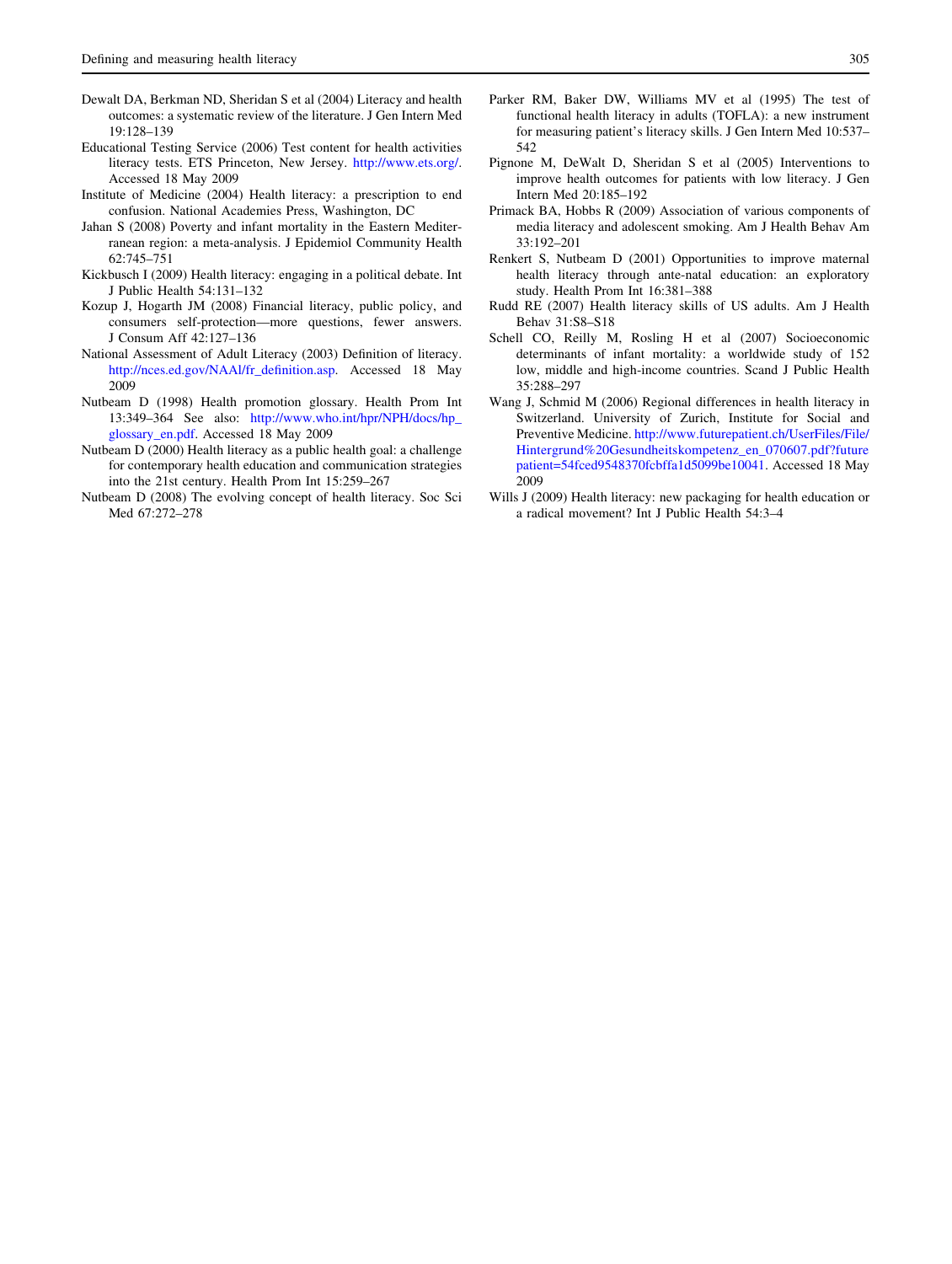Dewalt DA, Berkman ND, Sheridan S et al (2004) Literacy and health outcomes: a systematic review of the literature. J Gen Intern Med 19:128–139

Educational Testing Service (2006) Test content for health activities literacy tests. ETS Princeton, New Jersey. http://www.ets.org/. Accessed 18 May 2009

Institute of Medicine (2004) Health literacy: a prescription to end confusion. National Academies Press, Washington, DC

Jahan S (2008) Poverty and infant mortality in the Eastern Mediterranean region: a meta-analysis. J Epidemiol Community Health 62:745–751

Kickbusch I (2009) Health literacy: engaging in a political debate. Int J Public Health 54:131–132

Kozup J, Hogarth JM (2008) Financial literacy, public policy, and consumers self-protection—more questions, fewer answers. J Consum Aff 42:127–136

National Assessment of Adult Literacy (2003) Definition of literacy. http://nces.ed.gov/NAAl/fr_definition.asp. Accessed 18 May 2009

Nutbeam D (1998) Health promotion glossary. Health Prom Int 13:349–364 See also: http://www.who.int/hpr/NPH/docs/hp_glossary_en.pdf. Accessed 18 May 2009

Nutbeam D (2000) Health literacy as a public health goal: a challenge for contemporary health education and communication strategies into the 21st century. Health Prom Int 15:259–267

Nutbeam D (2008) The evolving concept of health literacy. Soc Sci Med 67:272–278

Parker RM, Baker DW, Williams MV et al (1995) The test of functional health literacy in adults (TOFLA): a new instrument for measuring patient's literacy skills. J Gen Intern Med 10:537–542

Pignone M, DeWalt D, Sheridan S et al (2005) Interventions to improve health outcomes for patients with low literacy. J Gen Intern Med 20:185–192

Primack BA, Hobbs R (2009) Association of various components of media literacy and adolescent smoking. Am J Health Behav Am 33:192–201

Renkert S, Nutbeam D (2001) Opportunities to improve maternal health literacy through ante-natal education: an exploratory study. Health Prom Int 16:381–388

Rudd RE (2007) Health literacy skills of US adults. Am J Health Behav 31:S8–S18

Schell CO, Reilly M, Rosling H et al (2007) Socioeconomic determinants of infant mortality: a worldwide study of 152 low, middle and high-income countries. Scand J Public Health 35:288–297

Wang J, Schmid M (2006) Regional differences in health literacy in Switzerland. University of Zurich, Institute for Social and Preventive Medicine. http://www.futurepatient.ch/UserFiles/File/Hintergrund%20Gesundheitskompetenz_en_070607.pdf?futurepatient=54fced9548370fcbffa1d5099be10041. Accessed 18 May 2009

Wills J (2009) Health literacy: new packaging for health education or a radical movement? Int J Public Health 54:3–4